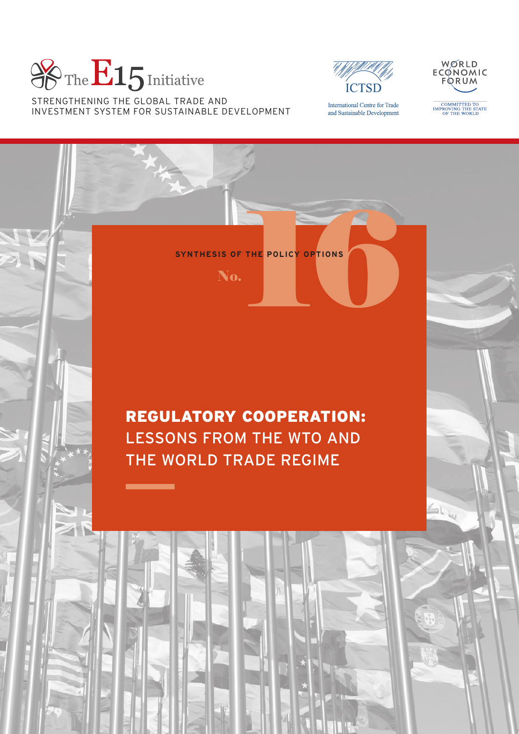The E15 Initiative

STRENGTHENING THE GLOBAL TRADE AND INVESTMENT SYSTEM FOR SUSTAINABLE DEVELOPMENT

ICTSD

International Centre for Trade and Sustainable Development

WORLD ECONOMIC FORUM

COMMITTED TO IMPROVING THE STATE OF THE WORLD

SYNTHESIS OF THE POLICY OPTIONS

No. 16

# REGULATORY COOPERATION: LESSONS FROM THE WTO AND THE WORLD TRADE REGIME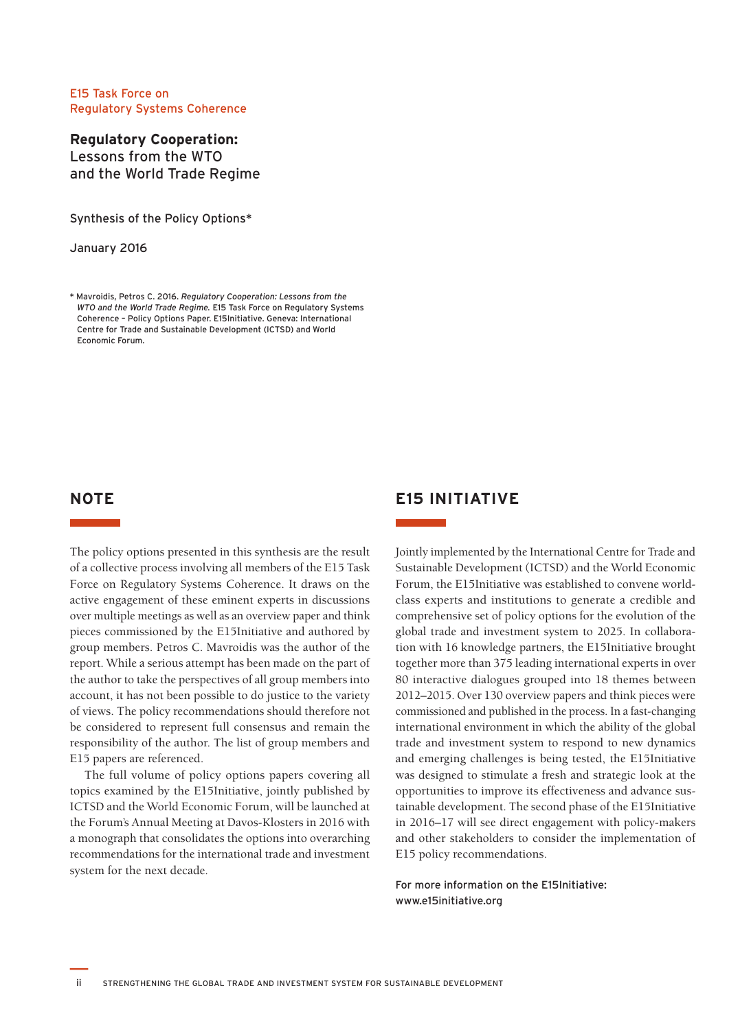E15 Task Force on Regulatory Systems Coherence

**Regulatory Cooperation:** Lessons from the WTO and the World Trade Regime

Synthesis of the Policy Options*

January 2016

* Mavroidis, Petros C. 2016. *Regulatory Cooperation: Lessons from the WTO and the World Trade Regime.* E15 Task Force on Regulatory Systems Coherence – Policy Options Paper. E15Initiative. Geneva: International Centre for Trade and Sustainable Development (ICTSD) and World Economic Forum.

## NOTE

The policy options presented in this synthesis are the result of a collective process involving all members of the E15 Task Force on Regulatory Systems Coherence. It draws on the active engagement of these eminent experts in discussions over multiple meetings as well as an overview paper and think pieces commissioned by the E15Initiative and authored by group members. Petros C. Mavroidis was the author of the report. While a serious attempt has been made on the part of the author to take the perspectives of all group members into account, it has not been possible to do justice to the variety of views. The policy recommendations should therefore not be considered to represent full consensus and remain the responsibility of the author. The list of group members and E15 papers are referenced.

The full volume of policy options papers covering all topics examined by the E15Initiative, jointly published by ICTSD and the World Economic Forum, will be launched at the Forum's Annual Meeting at Davos-Klosters in 2016 with a monograph that consolidates the options into overarching recommendations for the international trade and investment system for the next decade.

## E15 INITIATIVE

Jointly implemented by the International Centre for Trade and Sustainable Development (ICTSD) and the World Economic Forum, the E15Initiative was established to convene world-class experts and institutions to generate a credible and comprehensive set of policy options for the evolution of the global trade and investment system to 2025. In collaboration with 16 knowledge partners, the E15Initiative brought together more than 375 leading international experts in over 80 interactive dialogues grouped into 18 themes between 2012–2015. Over 130 overview papers and think pieces were commissioned and published in the process. In a fast-changing international environment in which the ability of the global trade and investment system to respond to new dynamics and emerging challenges is being tested, the E15Initiative was designed to stimulate a fresh and strategic look at the opportunities to improve its effectiveness and advance sustainable development. The second phase of the E15Initiative in 2016–17 will see direct engagement with policy-makers and other stakeholders to consider the implementation of E15 policy recommendations.

For more information on the E15Initiative: www.e15initiative.org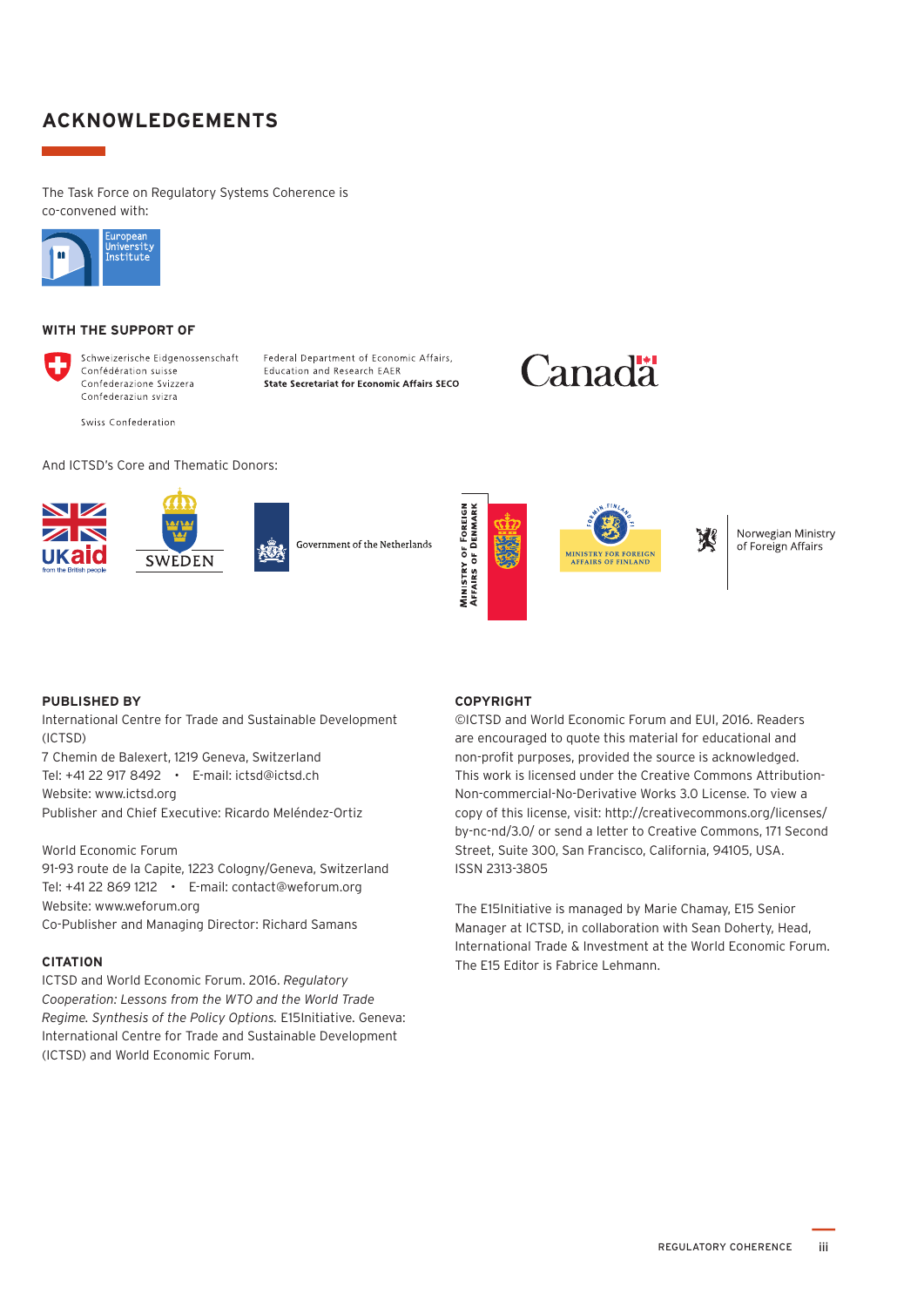## ACKNOWLEDGEMENTS

The Task Force on Regulatory Systems Coherence is co-convened with:

European University Institute

### WITH THE SUPPORT OF

Schweizerische Eidgenossenschaft
Confédération suisse
Confederazione Svizzera
Confederaziun svizra

Swiss Confederation

Federal Department of Economic Affairs, Education and Research EAER
**State Secretariat for Economic Affairs SECO**

Canada

And ICTSD's Core and Thematic Donors:

UKaid from the British people

SWEDEN

Government of the Netherlands

Ministry of Foreign Affairs of Denmark

Ministry for Foreign Affairs of Finland

Norwegian Ministry of Foreign Affairs

### PUBLISHED BY

International Centre for Trade and Sustainable Development (ICTSD)
7 Chemin de Balexert, 1219 Geneva, Switzerland
Tel: +41 22 917 8492 • E-mail: ictsd@ictsd.ch
Website: www.ictsd.org
Publisher and Chief Executive: Ricardo Meléndez-Ortiz

World Economic Forum
91-93 route de la Capite, 1223 Cologny/Geneva, Switzerland
Tel: +41 22 869 1212 • E-mail: contact@weforum.org
Website: www.weforum.org
Co-Publisher and Managing Director: Richard Samans

### CITATION

ICTSD and World Economic Forum. 2016. *Regulatory Cooperation: Lessons from the WTO and the World Trade Regime. Synthesis of the Policy Options.* E15Initiative. Geneva: International Centre for Trade and Sustainable Development (ICTSD) and World Economic Forum.

### COPYRIGHT

©ICTSD and World Economic Forum and EUI, 2016. Readers are encouraged to quote this material for educational and non-profit purposes, provided the source is acknowledged. This work is licensed under the Creative Commons Attribution-Non-commercial-No-Derivative Works 3.0 License. To view a copy of this license, visit: http://creativecommons.org/licenses/by-nc-nd/3.0/ or send a letter to Creative Commons, 171 Second Street, Suite 300, San Francisco, California, 94105, USA.
ISSN 2313-3805

The E15Initiative is managed by Marie Chamay, E15 Senior Manager at ICTSD, in collaboration with Sean Doherty, Head, International Trade & Investment at the World Economic Forum. The E15 Editor is Fabrice Lehmann.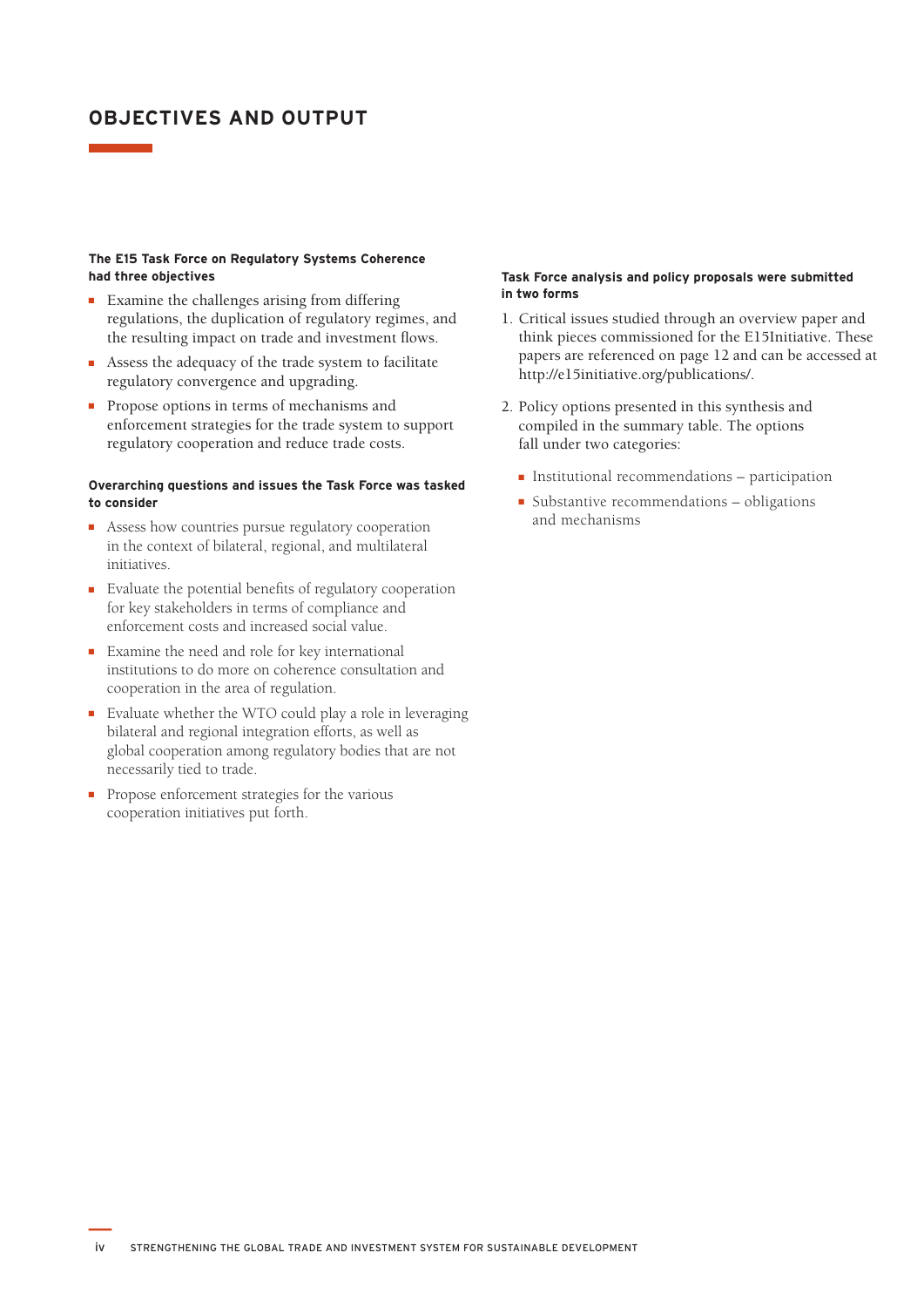# OBJECTIVES AND OUTPUT

**The E15 Task Force on Regulatory Systems Coherence had three objectives**

- Examine the challenges arising from differing regulations, the duplication of regulatory regimes, and the resulting impact on trade and investment flows.
- Assess the adequacy of the trade system to facilitate regulatory convergence and upgrading.
- Propose options in terms of mechanisms and enforcement strategies for the trade system to support regulatory cooperation and reduce trade costs.

**Overarching questions and issues the Task Force was tasked to consider**

- Assess how countries pursue regulatory cooperation in the context of bilateral, regional, and multilateral initiatives.
- Evaluate the potential benefits of regulatory cooperation for key stakeholders in terms of compliance and enforcement costs and increased social value.
- Examine the need and role for key international institutions to do more on coherence consultation and cooperation in the area of regulation.
- Evaluate whether the WTO could play a role in leveraging bilateral and regional integration efforts, as well as global cooperation among regulatory bodies that are not necessarily tied to trade.
- Propose enforcement strategies for the various cooperation initiatives put forth.

**Task Force analysis and policy proposals were submitted in two forms**

1. Critical issues studied through an overview paper and think pieces commissioned for the E15Initiative. These papers are referenced on page 12 and can be accessed at http://e15initiative.org/publications/.
2. Policy options presented in this synthesis and compiled in the summary table. The options fall under two categories:
   - Institutional recommendations – participation
   - Substantive recommendations – obligations and mechanisms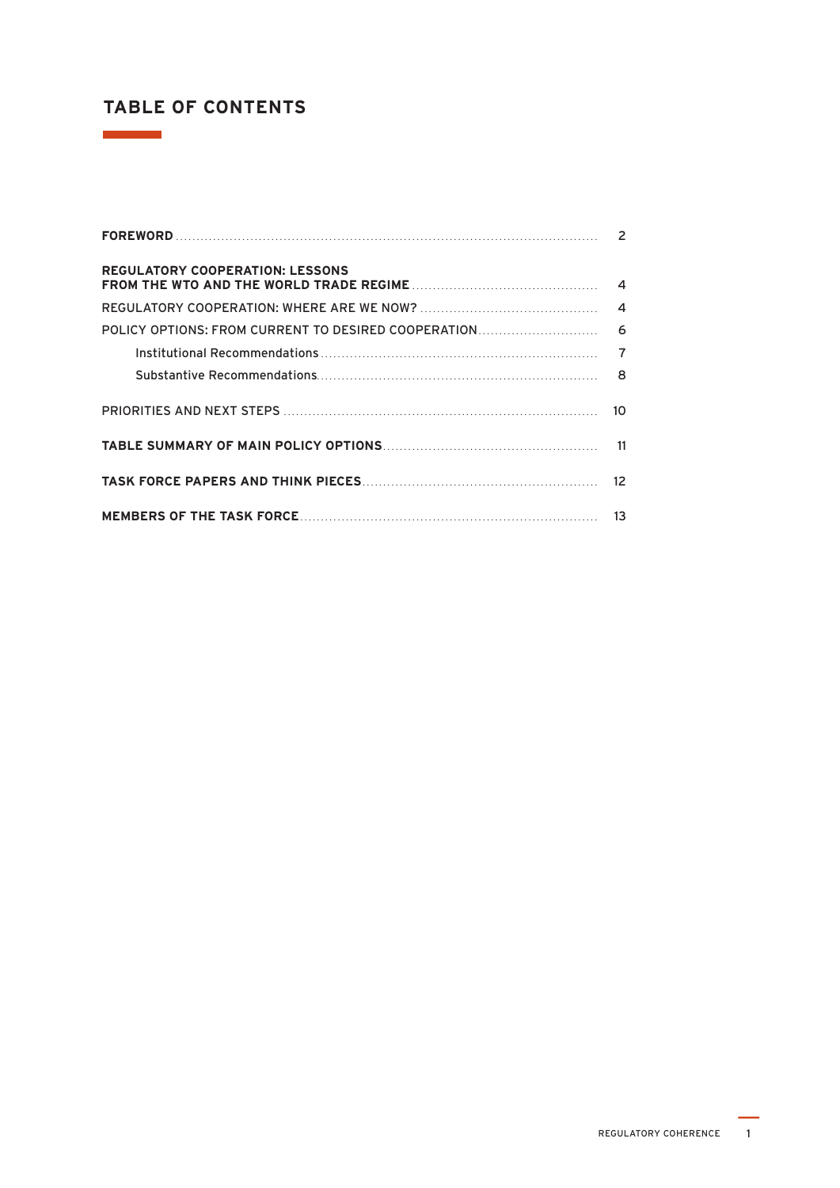## TABLE OF CONTENTS

| | |
|---|---|
| **FOREWORD** | 2 |
| **REGULATORY COOPERATION: LESSONS FROM THE WTO AND THE WORLD TRADE REGIME** | 4 |
| REGULATORY COOPERATION: WHERE ARE WE NOW? | 4 |
| POLICY OPTIONS: FROM CURRENT TO DESIRED COOPERATION | 6 |
| Institutional Recommendations | 7 |
| Substantive Recommendations | 8 |
| PRIORITIES AND NEXT STEPS | 10 |
| **TABLE SUMMARY OF MAIN POLICY OPTIONS** | 11 |
| **TASK FORCE PAPERS AND THINK PIECES** | 12 |
| **MEMBERS OF THE TASK FORCE** | 13 |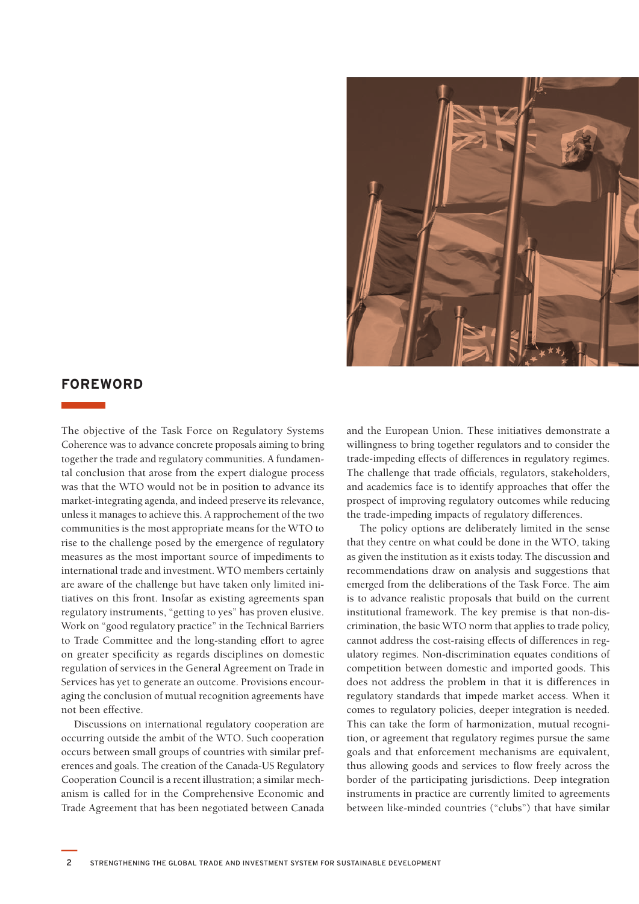## FOREWORD

The objective of the Task Force on Regulatory Systems Coherence was to advance concrete proposals aiming to bring together the trade and regulatory communities. A fundamental conclusion that arose from the expert dialogue process was that the WTO would not be in position to advance its market-integrating agenda, and indeed preserve its relevance, unless it manages to achieve this. A rapprochement of the two communities is the most appropriate means for the WTO to rise to the challenge posed by the emergence of regulatory measures as the most important source of impediments to international trade and investment. WTO members certainly are aware of the challenge but have taken only limited initiatives on this front. Insofar as existing agreements span regulatory instruments, "getting to yes" has proven elusive. Work on "good regulatory practice" in the Technical Barriers to Trade Committee and the long-standing effort to agree on greater specificity as regards disciplines on domestic regulation of services in the General Agreement on Trade in Services has yet to generate an outcome. Provisions encouraging the conclusion of mutual recognition agreements have not been effective.

Discussions on international regulatory cooperation are occurring outside the ambit of the WTO. Such cooperation occurs between small groups of countries with similar preferences and goals. The creation of the Canada-US Regulatory Cooperation Council is a recent illustration; a similar mechanism is called for in the Comprehensive Economic and Trade Agreement that has been negotiated between Canada and the European Union. These initiatives demonstrate a willingness to bring together regulators and to consider the trade-impeding effects of differences in regulatory regimes. The challenge that trade officials, regulators, stakeholders, and academics face is to identify approaches that offer the prospect of improving regulatory outcomes while reducing the trade-impeding impacts of regulatory differences.

The policy options are deliberately limited in the sense that they centre on what could be done in the WTO, taking as given the institution as it exists today. The discussion and recommendations draw on analysis and suggestions that emerged from the deliberations of the Task Force. The aim is to advance realistic proposals that build on the current institutional framework. The key premise is that non-discrimination, the basic WTO norm that applies to trade policy, cannot address the cost-raising effects of differences in regulatory regimes. Non-discrimination equates conditions of competition between domestic and imported goods. This does not address the problem in that it is differences in regulatory standards that impede market access. When it comes to regulatory policies, deeper integration is needed. This can take the form of harmonization, mutual recognition, or agreement that regulatory regimes pursue the same goals and that enforcement mechanisms are equivalent, thus allowing goods and services to flow freely across the border of the participating jurisdictions. Deep integration instruments in practice are currently limited to agreements between like-minded countries ("clubs") that have similar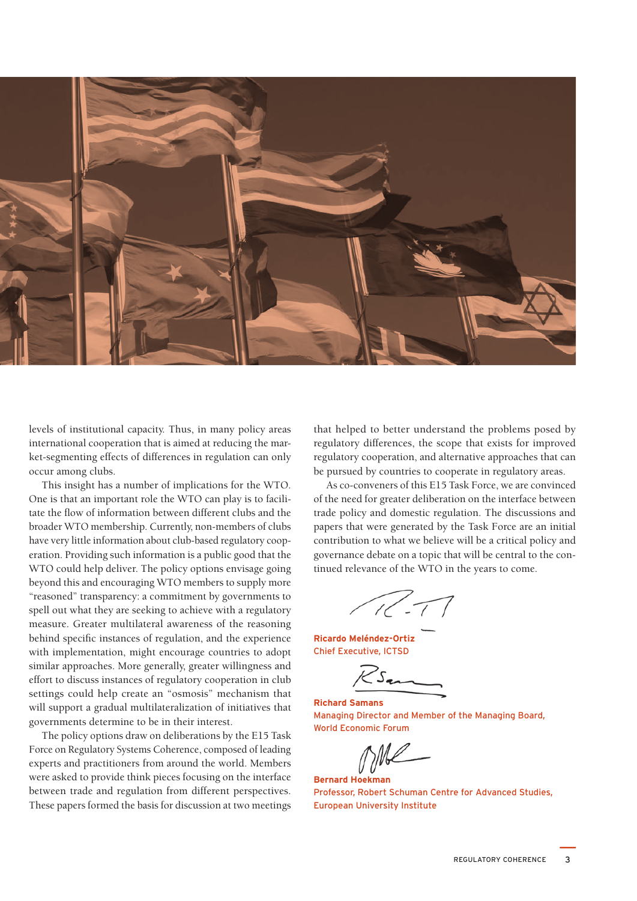levels of institutional capacity. Thus, in many policy areas international cooperation that is aimed at reducing the market-segmenting effects of differences in regulation can only occur among clubs.

This insight has a number of implications for the WTO. One is that an important role the WTO can play is to facilitate the flow of information between different clubs and the broader WTO membership. Currently, non-members of clubs have very little information about club-based regulatory cooperation. Providing such information is a public good that the WTO could help deliver. The policy options envisage going beyond this and encouraging WTO members to supply more "reasoned" transparency: a commitment by governments to spell out what they are seeking to achieve with a regulatory measure. Greater multilateral awareness of the reasoning behind specific instances of regulation, and the experience with implementation, might encourage countries to adopt similar approaches. More generally, greater willingness and effort to discuss instances of regulatory cooperation in club settings could help create an "osmosis" mechanism that will support a gradual multilateralization of initiatives that governments determine to be in their interest.

The policy options draw on deliberations by the E15 Task Force on Regulatory Systems Coherence, composed of leading experts and practitioners from around the world. Members were asked to provide think pieces focusing on the interface between trade and regulation from different perspectives. These papers formed the basis for discussion at two meetings that helped to better understand the problems posed by regulatory differences, the scope that exists for improved regulatory cooperation, and alternative approaches that can be pursued by countries to cooperate in regulatory areas.

As co-conveners of this E15 Task Force, we are convinced of the need for greater deliberation on the interface between trade policy and domestic regulation. The discussions and papers that were generated by the Task Force are an initial contribution to what we believe will be a critical policy and governance debate on a topic that will be central to the continued relevance of the WTO in the years to come.

**Ricardo Meléndez-Ortiz**
Chief Executive, ICTSD

**Richard Samans**
Managing Director and Member of the Managing Board, World Economic Forum

**Bernard Hoekman**
Professor, Robert Schuman Centre for Advanced Studies, European University Institute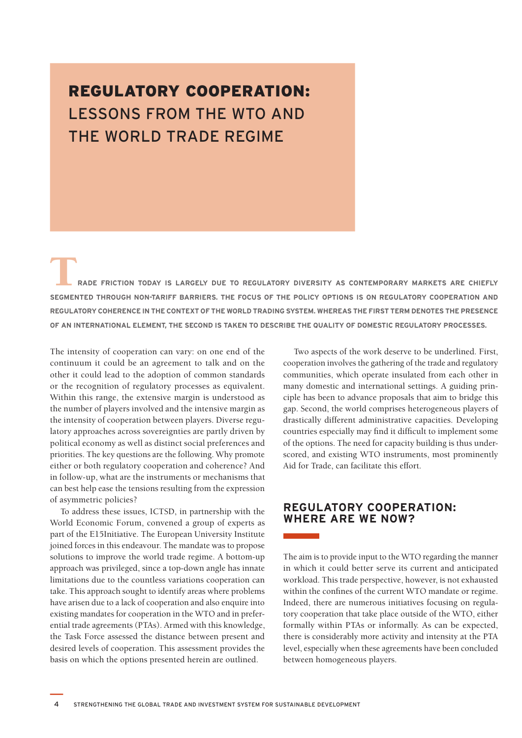# REGULATORY COOPERATION: LESSONS FROM THE WTO AND THE WORLD TRADE REGIME

**TRADE FRICTION TODAY IS LARGELY DUE TO REGULATORY DIVERSITY AS CONTEMPORARY MARKETS ARE CHIEFLY SEGMENTED THROUGH NON-TARIFF BARRIERS. THE FOCUS OF THE POLICY OPTIONS IS ON REGULATORY COOPERATION AND REGULATORY COHERENCE IN THE CONTEXT OF THE WORLD TRADING SYSTEM. WHEREAS THE FIRST TERM DENOTES THE PRESENCE OF AN INTERNATIONAL ELEMENT, THE SECOND IS TAKEN TO DESCRIBE THE QUALITY OF DOMESTIC REGULATORY PROCESSES.**

The intensity of cooperation can vary: on one end of the continuum it could be an agreement to talk and on the other it could lead to the adoption of common standards or the recognition of regulatory processes as equivalent. Within this range, the extensive margin is understood as the number of players involved and the intensive margin as the intensity of cooperation between players. Diverse regulatory approaches across sovereignties are partly driven by political economy as well as distinct social preferences and priorities. The key questions are the following. Why promote either or both regulatory cooperation and coherence? And in follow-up, what are the instruments or mechanisms that can best help ease the tensions resulting from the expression of asymmetric policies?

To address these issues, ICTSD, in partnership with the World Economic Forum, convened a group of experts as part of the E15Initiative. The European University Institute joined forces in this endeavour. The mandate was to propose solutions to improve the world trade regime. A bottom-up approach was privileged, since a top-down angle has innate limitations due to the countless variations cooperation can take. This approach sought to identify areas where problems have arisen due to a lack of cooperation and also enquire into existing mandates for cooperation in the WTO and in preferential trade agreements (PTAs). Armed with this knowledge, the Task Force assessed the distance between present and desired levels of cooperation. This assessment provides the basis on which the options presented herein are outlined.

Two aspects of the work deserve to be underlined. First, cooperation involves the gathering of the trade and regulatory communities, which operate insulated from each other in many domestic and international settings. A guiding principle has been to advance proposals that aim to bridge this gap. Second, the world comprises heterogeneous players of drastically different administrative capacities. Developing countries especially may find it difficult to implement some of the options. The need for capacity building is thus underscored, and existing WTO instruments, most prominently Aid for Trade, can facilitate this effort.

## REGULATORY COOPERATION: WHERE ARE WE NOW?

The aim is to provide input to the WTO regarding the manner in which it could better serve its current and anticipated workload. This trade perspective, however, is not exhausted within the confines of the current WTO mandate or regime. Indeed, there are numerous initiatives focusing on regulatory cooperation that take place outside of the WTO, either formally within PTAs or informally. As can be expected, there is considerably more activity and intensity at the PTA level, especially when these agreements have been concluded between homogeneous players.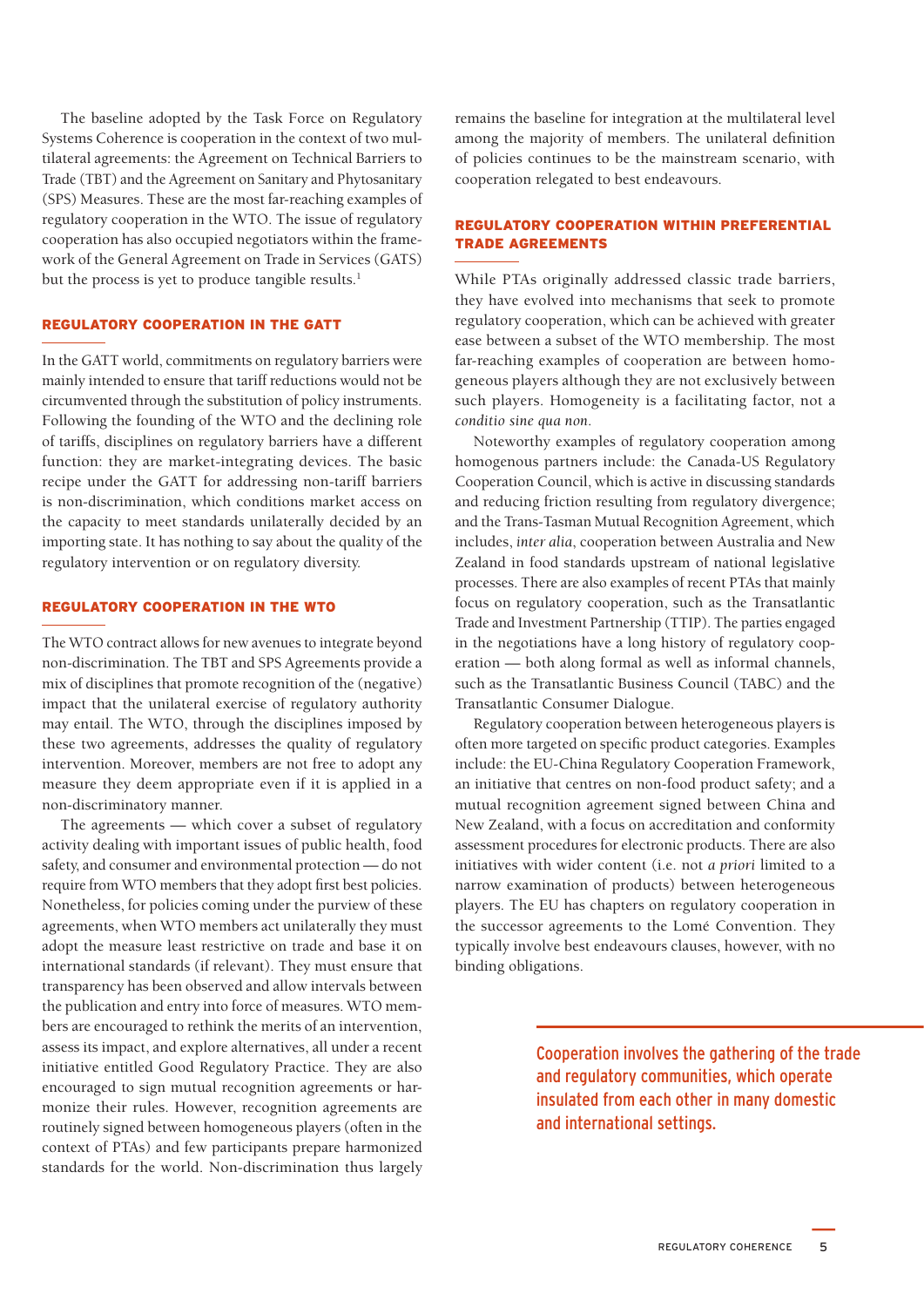The baseline adopted by the Task Force on Regulatory Systems Coherence is cooperation in the context of two multilateral agreements: the Agreement on Technical Barriers to Trade (TBT) and the Agreement on Sanitary and Phytosanitary (SPS) Measures. These are the most far-reaching examples of regulatory cooperation in the WTO. The issue of regulatory cooperation has also occupied negotiators within the framework of the General Agreement on Trade in Services (GATS) but the process is yet to produce tangible results.[1]

## REGULATORY COOPERATION IN THE GATT

In the GATT world, commitments on regulatory barriers were mainly intended to ensure that tariff reductions would not be circumvented through the substitution of policy instruments. Following the founding of the WTO and the declining role of tariffs, disciplines on regulatory barriers have a different function: they are market-integrating devices. The basic recipe under the GATT for addressing non-tariff barriers is non-discrimination, which conditions market access on the capacity to meet standards unilaterally decided by an importing state. It has nothing to say about the quality of the regulatory intervention or on regulatory diversity.

## REGULATORY COOPERATION IN THE WTO

The WTO contract allows for new avenues to integrate beyond non-discrimination. The TBT and SPS Agreements provide a mix of disciplines that promote recognition of the (negative) impact that the unilateral exercise of regulatory authority may entail. The WTO, through the disciplines imposed by these two agreements, addresses the quality of regulatory intervention. Moreover, members are not free to adopt any measure they deem appropriate even if it is applied in a non-discriminatory manner.

The agreements — which cover a subset of regulatory activity dealing with important issues of public health, food safety, and consumer and environmental protection — do not require from WTO members that they adopt first best policies. Nonetheless, for policies coming under the purview of these agreements, when WTO members act unilaterally they must adopt the measure least restrictive on trade and base it on international standards (if relevant). They must ensure that transparency has been observed and allow intervals between the publication and entry into force of measures. WTO members are encouraged to rethink the merits of an intervention, assess its impact, and explore alternatives, all under a recent initiative entitled Good Regulatory Practice. They are also encouraged to sign mutual recognition agreements or harmonize their rules. However, recognition agreements are routinely signed between homogeneous players (often in the context of PTAs) and few participants prepare harmonized standards for the world. Non-discrimination thus largely remains the baseline for integration at the multilateral level among the majority of members. The unilateral definition of policies continues to be the mainstream scenario, with cooperation relegated to best endeavours.

## REGULATORY COOPERATION WITHIN PREFERENTIAL TRADE AGREEMENTS

While PTAs originally addressed classic trade barriers, they have evolved into mechanisms that seek to promote regulatory cooperation, which can be achieved with greater ease between a subset of the WTO membership. The most far-reaching examples of cooperation are between homogeneous players although they are not exclusively between such players. Homogeneity is a facilitating factor, not a *conditio sine qua non*.

Noteworthy examples of regulatory cooperation among homogenous partners include: the Canada-US Regulatory Cooperation Council, which is active in discussing standards and reducing friction resulting from regulatory divergence; and the Trans-Tasman Mutual Recognition Agreement, which includes, *inter alia*, cooperation between Australia and New Zealand in food standards upstream of national legislative processes. There are also examples of recent PTAs that mainly focus on regulatory cooperation, such as the Transatlantic Trade and Investment Partnership (TTIP). The parties engaged in the negotiations have a long history of regulatory cooperation — both along formal as well as informal channels, such as the Transatlantic Business Council (TABC) and the Transatlantic Consumer Dialogue.

Regulatory cooperation between heterogeneous players is often more targeted on specific product categories. Examples include: the EU-China Regulatory Cooperation Framework, an initiative that centres on non-food product safety; and a mutual recognition agreement signed between China and New Zealand, with a focus on accreditation and conformity assessment procedures for electronic products. There are also initiatives with wider content (i.e. not *a priori* limited to a narrow examination of products) between heterogeneous players. The EU has chapters on regulatory cooperation in the successor agreements to the Lomé Convention. They typically involve best endeavours clauses, however, with no binding obligations.

> Cooperation involves the gathering of the trade and regulatory communities, which operate insulated from each other in many domestic and international settings.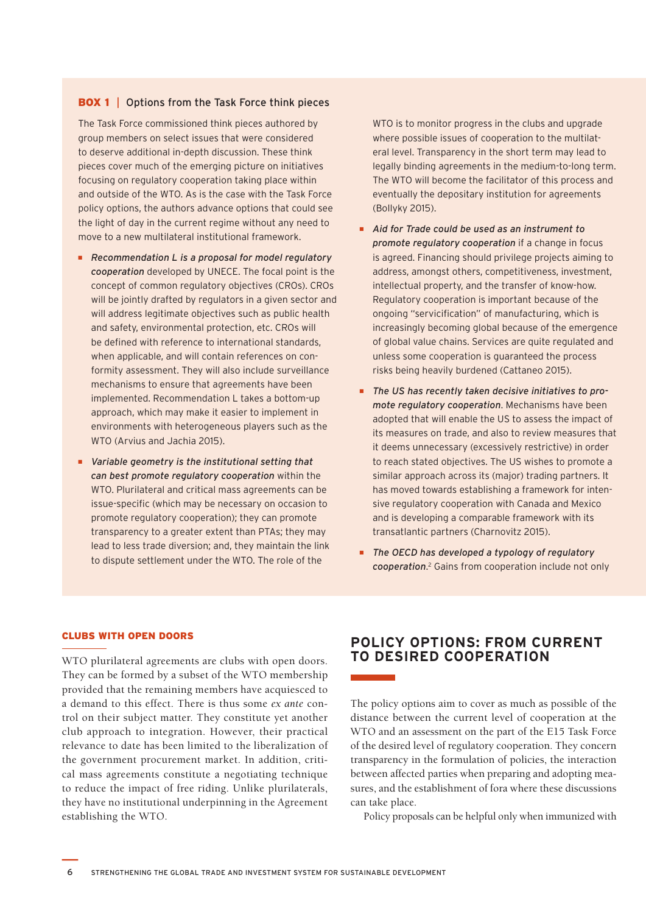### BOX 1 | Options from the Task Force think pieces

The Task Force commissioned think pieces authored by group members on select issues that were considered to deserve additional in-depth discussion. These think pieces cover much of the emerging picture on initiatives focusing on regulatory cooperation taking place within and outside of the WTO. As is the case with the Task Force policy options, the authors advance options that could see the light of day in the current regime without any need to move to a new multilateral institutional framework.

- *Recommendation L is a proposal for model regulatory cooperation* developed by UNECE. The focal point is the concept of common regulatory objectives (CROs). CROs will be jointly drafted by regulators in a given sector and will address legitimate objectives such as public health and safety, environmental protection, etc. CROs will be defined with reference to international standards, when applicable, and will contain references on conformity assessment. They will also include surveillance mechanisms to ensure that agreements have been implemented. Recommendation L takes a bottom-up approach, which may make it easier to implement in environments with heterogeneous players such as the WTO (Arvius and Jachia 2015).
- *Variable geometry is the institutional setting that can best promote regulatory cooperation* within the WTO. Plurilateral and critical mass agreements can be issue-specific (which may be necessary on occasion to promote regulatory cooperation); they can promote transparency to a greater extent than PTAs; they may lead to less trade diversion; and, they maintain the link to dispute settlement under the WTO. The role of the WTO is to monitor progress in the clubs and upgrade where possible issues of cooperation to the multilateral level. Transparency in the short term may lead to legally binding agreements in the medium-to-long term. The WTO will become the facilitator of this process and eventually the depositary institution for agreements (Bollyky 2015).
- *Aid for Trade could be used as an instrument to promote regulatory cooperation* if a change in focus is agreed. Financing should privilege projects aiming to address, amongst others, competitiveness, investment, intellectual property, and the transfer of know-how. Regulatory cooperation is important because of the ongoing "servicification" of manufacturing, which is increasingly becoming global because of the emergence of global value chains. Services are quite regulated and unless some cooperation is guaranteed the process risks being heavily burdened (Cattaneo 2015).
- *The US has recently taken decisive initiatives to promote regulatory cooperation*. Mechanisms have been adopted that will enable the US to assess the impact of its measures on trade, and also to review measures that it deems unnecessary (excessively restrictive) in order to reach stated objectives. The US wishes to promote a similar approach across its (major) trading partners. It has moved towards establishing a framework for intensive regulatory cooperation with Canada and Mexico and is developing a comparable framework with its transatlantic partners (Charnovitz 2015).
- *The OECD has developed a typology of regulatory cooperation*.[2] Gains from cooperation include not only

#### CLUBS WITH OPEN DOORS

WTO plurilateral agreements are clubs with open doors. They can be formed by a subset of the WTO membership provided that the remaining members have acquiesced to a demand to this effect. There is thus some *ex ante* control on their subject matter. They constitute yet another club approach to integration. However, their practical relevance to date has been limited to the liberalization of the government procurement market. In addition, critical mass agreements constitute a negotiating technique to reduce the impact of free riding. Unlike plurilaterals, they have no institutional underpinning in the Agreement establishing the WTO.

## POLICY OPTIONS: FROM CURRENT TO DESIRED COOPERATION

The policy options aim to cover as much as possible of the distance between the current level of cooperation at the WTO and an assessment on the part of the E15 Task Force of the desired level of regulatory cooperation. They concern transparency in the formulation of policies, the interaction between affected parties when preparing and adopting measures, and the establishment of fora where these discussions can take place.

Policy proposals can be helpful only when immunized with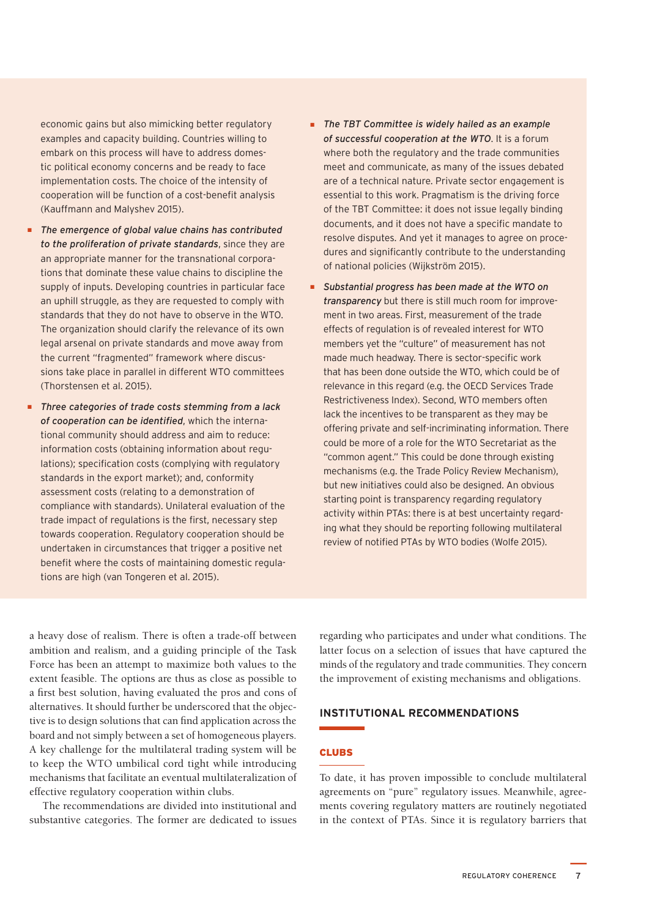economic gains but also mimicking better regulatory examples and capacity building. Countries willing to embark on this process will have to address domestic political economy concerns and be ready to face implementation costs. The choice of the intensity of cooperation will be function of a cost-benefit analysis (Kauffmann and Malyshev 2015).

- *The emergence of global value chains has contributed to the proliferation of private standards*, since they are an appropriate manner for the transnational corporations that dominate these value chains to discipline the supply of inputs. Developing countries in particular face an uphill struggle, as they are requested to comply with standards that they do not have to observe in the WTO. The organization should clarify the relevance of its own legal arsenal on private standards and move away from the current "fragmented" framework where discussions take place in parallel in different WTO committees (Thorstensen et al. 2015).
- *Three categories of trade costs stemming from a lack of cooperation can be identified*, which the international community should address and aim to reduce: information costs (obtaining information about regulations); specification costs (complying with regulatory standards in the export market); and, conformity assessment costs (relating to a demonstration of compliance with standards). Unilateral evaluation of the trade impact of regulations is the first, necessary step towards cooperation. Regulatory cooperation should be undertaken in circumstances that trigger a positive net benefit where the costs of maintaining domestic regulations are high (van Tongeren et al. 2015).
- *The TBT Committee is widely hailed as an example of successful cooperation at the WTO*. It is a forum where both the regulatory and the trade communities meet and communicate, as many of the issues debated are of a technical nature. Private sector engagement is essential to this work. Pragmatism is the driving force of the TBT Committee: it does not issue legally binding documents, and it does not have a specific mandate to resolve disputes. And yet it manages to agree on procedures and significantly contribute to the understanding of national policies (Wijkström 2015).
- *Substantial progress has been made at the WTO on transparency* but there is still much room for improvement in two areas. First, measurement of the trade effects of regulation is of revealed interest for WTO members yet the "culture" of measurement has not made much headway. There is sector-specific work that has been done outside the WTO, which could be of relevance in this regard (e.g. the OECD Services Trade Restrictiveness Index). Second, WTO members often lack the incentives to be transparent as they may be offering private and self-incriminating information. There could be more of a role for the WTO Secretariat as the "common agent." This could be done through existing mechanisms (e.g. the Trade Policy Review Mechanism), but new initiatives could also be designed. An obvious starting point is transparency regarding regulatory activity within PTAs: there is at best uncertainty regarding what they should be reporting following multilateral review of notified PTAs by WTO bodies (Wolfe 2015).

a heavy dose of realism. There is often a trade-off between ambition and realism, and a guiding principle of the Task Force has been an attempt to maximize both values to the extent feasible. The options are thus as close as possible to a first best solution, having evaluated the pros and cons of alternatives. It should further be underscored that the objective is to design solutions that can find application across the board and not simply between a set of homogeneous players. A key challenge for the multilateral trading system will be to keep the WTO umbilical cord tight while introducing mechanisms that facilitate an eventual multilateralization of effective regulatory cooperation within clubs.

The recommendations are divided into institutional and substantive categories. The former are dedicated to issues regarding who participates and under what conditions. The latter focus on a selection of issues that have captured the minds of the regulatory and trade communities. They concern the improvement of existing mechanisms and obligations.

## INSTITUTIONAL RECOMMENDATIONS

### CLUBS

To date, it has proven impossible to conclude multilateral agreements on "pure" regulatory issues. Meanwhile, agreements covering regulatory matters are routinely negotiated in the context of PTAs. Since it is regulatory barriers that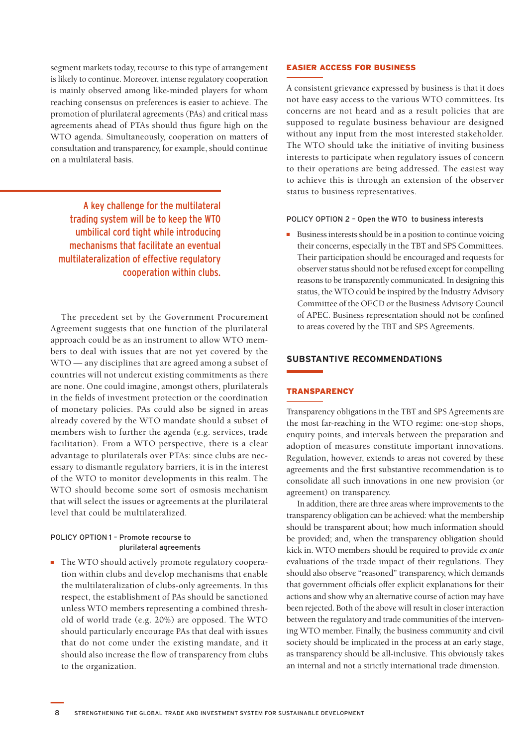segment markets today, recourse to this type of arrangement is likely to continue. Moreover, intense regulatory cooperation is mainly observed among like-minded players for whom reaching consensus on preferences is easier to achieve. The promotion of plurilateral agreements (PAs) and critical mass agreements ahead of PTAs should thus figure high on the WTO agenda. Simultaneously, cooperation on matters of consultation and transparency, for example, should continue on a multilateral basis.

> A key challenge for the multilateral trading system will be to keep the WTO umbilical cord tight while introducing mechanisms that facilitate an eventual multilateralization of effective regulatory cooperation within clubs.

The precedent set by the Government Procurement Agreement suggests that one function of the plurilateral approach could be as an instrument to allow WTO members to deal with issues that are not yet covered by the WTO — any disciplines that are agreed among a subset of countries will not undercut existing commitments as there are none. One could imagine, amongst others, plurilaterals in the fields of investment protection or the coordination of monetary policies. PAs could also be signed in areas already covered by the WTO mandate should a subset of members wish to further the agenda (e.g. services, trade facilitation). From a WTO perspective, there is a clear advantage to plurilaterals over PTAs: since clubs are necessary to dismantle regulatory barriers, it is in the interest of the WTO to monitor developments in this realm. The WTO should become some sort of osmosis mechanism that will select the issues or agreements at the plurilateral level that could be multilateralized.

#### POLICY OPTION 1 – Promote recourse to plurilateral agreements

- The WTO should actively promote regulatory cooperation within clubs and develop mechanisms that enable the multilateralization of clubs-only agreements. In this respect, the establishment of PAs should be sanctioned unless WTO members representing a combined threshold of world trade (e.g. 20%) are opposed. The WTO should particularly encourage PAs that deal with issues that do not come under the existing mandate, and it should also increase the flow of transparency from clubs to the organization.

### EASIER ACCESS FOR BUSINESS

A consistent grievance expressed by business is that it does not have easy access to the various WTO committees. Its concerns are not heard and as a result policies that are supposed to regulate business behaviour are designed without any input from the most interested stakeholder. The WTO should take the initiative of inviting business interests to participate when regulatory issues of concern to their operations are being addressed. The easiest way to achieve this is through an extension of the observer status to business representatives.

#### POLICY OPTION 2 – Open the WTO to business interests

- Business interests should be in a position to continue voicing their concerns, especially in the TBT and SPS Committees. Their participation should be encouraged and requests for observer status should not be refused except for compelling reasons to be transparently communicated. In designing this status, the WTO could be inspired by the Industry Advisory Committee of the OECD or the Business Advisory Council of APEC. Business representation should not be confined to areas covered by the TBT and SPS Agreements.

## SUBSTANTIVE RECOMMENDATIONS

### TRANSPARENCY

Transparency obligations in the TBT and SPS Agreements are the most far-reaching in the WTO regime: one-stop shops, enquiry points, and intervals between the preparation and adoption of measures constitute important innovations. Regulation, however, extends to areas not covered by these agreements and the first substantive recommendation is to consolidate all such innovations in one new provision (or agreement) on transparency.

In addition, there are three areas where improvements to the transparency obligation can be achieved: what the membership should be transparent about; how much information should be provided; and, when the transparency obligation should kick in. WTO members should be required to provide *ex ante* evaluations of the trade impact of their regulations. They should also observe "reasoned" transparency, which demands that government officials offer explicit explanations for their actions and show why an alternative course of action may have been rejected. Both of the above will result in closer interaction between the regulatory and trade communities of the intervening WTO member. Finally, the business community and civil society should be implicated in the process at an early stage, as transparency should be all-inclusive. This obviously takes an internal and not a strictly international trade dimension.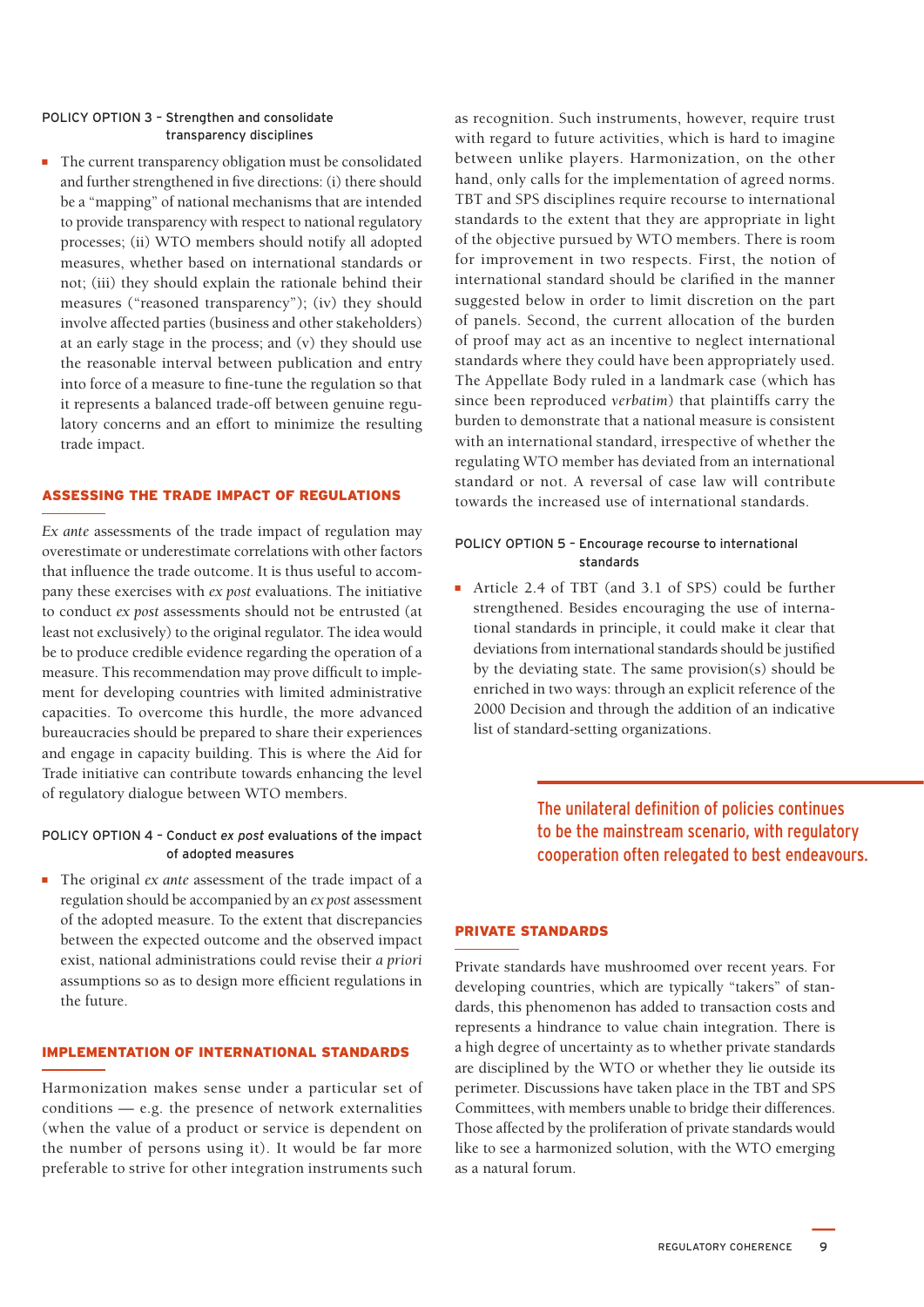POLICY OPTION 3 – Strengthen and consolidate transparency disciplines

- The current transparency obligation must be consolidated and further strengthened in five directions: (i) there should be a "mapping" of national mechanisms that are intended to provide transparency with respect to national regulatory processes; (ii) WTO members should notify all adopted measures, whether based on international standards or not; (iii) they should explain the rationale behind their measures ("reasoned transparency"); (iv) they should involve affected parties (business and other stakeholders) at an early stage in the process; and (v) they should use the reasonable interval between publication and entry into force of a measure to fine-tune the regulation so that it represents a balanced trade-off between genuine regulatory concerns and an effort to minimize the resulting trade impact.

## ASSESSING THE TRADE IMPACT OF REGULATIONS

*Ex ante* assessments of the trade impact of regulation may overestimate or underestimate correlations with other factors that influence the trade outcome. It is thus useful to accompany these exercises with *ex post* evaluations. The initiative to conduct *ex post* assessments should not be entrusted (at least not exclusively) to the original regulator. The idea would be to produce credible evidence regarding the operation of a measure. This recommendation may prove difficult to implement for developing countries with limited administrative capacities. To overcome this hurdle, the more advanced bureaucracies should be prepared to share their experiences and engage in capacity building. This is where the Aid for Trade initiative can contribute towards enhancing the level of regulatory dialogue between WTO members.

POLICY OPTION 4 – Conduct *ex post* evaluations of the impact of adopted measures

- The original *ex ante* assessment of the trade impact of a regulation should be accompanied by an *ex post* assessment of the adopted measure. To the extent that discrepancies between the expected outcome and the observed impact exist, national administrations could revise their *a priori* assumptions so as to design more efficient regulations in the future.

## IMPLEMENTATION OF INTERNATIONAL STANDARDS

Harmonization makes sense under a particular set of conditions — e.g. the presence of network externalities (when the value of a product or service is dependent on the number of persons using it). It would be far more preferable to strive for other integration instruments such as recognition. Such instruments, however, require trust with regard to future activities, which is hard to imagine between unlike players. Harmonization, on the other hand, only calls for the implementation of agreed norms. TBT and SPS disciplines require recourse to international standards to the extent that they are appropriate in light of the objective pursued by WTO members. There is room for improvement in two respects. First, the notion of international standard should be clarified in the manner suggested below in order to limit discretion on the part of panels. Second, the current allocation of the burden of proof may act as an incentive to neglect international standards where they could have been appropriately used. The Appellate Body ruled in a landmark case (which has since been reproduced *verbatim*) that plaintiffs carry the burden to demonstrate that a national measure is consistent with an international standard, irrespective of whether the regulating WTO member has deviated from an international standard or not. A reversal of case law will contribute towards the increased use of international standards.

POLICY OPTION 5 – Encourage recourse to international standards

- Article 2.4 of TBT (and 3.1 of SPS) could be further strengthened. Besides encouraging the use of international standards in principle, it could make it clear that deviations from international standards should be justified by the deviating state. The same provision(s) should be enriched in two ways: through an explicit reference of the 2000 Decision and through the addition of an indicative list of standard-setting organizations.

> The unilateral definition of policies continues to be the mainstream scenario, with regulatory cooperation often relegated to best endeavours.

## PRIVATE STANDARDS

Private standards have mushroomed over recent years. For developing countries, which are typically "takers" of standards, this phenomenon has added to transaction costs and represents a hindrance to value chain integration. There is a high degree of uncertainty as to whether private standards are disciplined by the WTO or whether they lie outside its perimeter. Discussions have taken place in the TBT and SPS Committees, with members unable to bridge their differences. Those affected by the proliferation of private standards would like to see a harmonized solution, with the WTO emerging as a natural forum.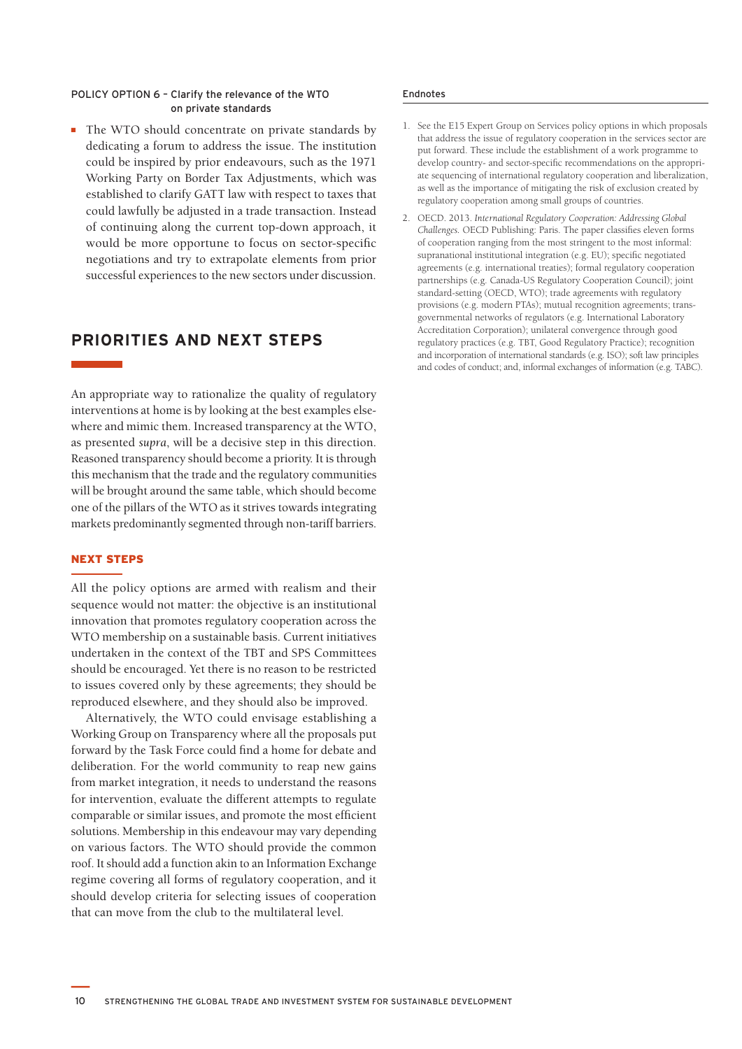#### POLICY OPTION 6 – Clarify the relevance of the WTO on private standards

- The WTO should concentrate on private standards by dedicating a forum to address the issue. The institution could be inspired by prior endeavours, such as the 1971 Working Party on Border Tax Adjustments, which was established to clarify GATT law with respect to taxes that could lawfully be adjusted in a trade transaction. Instead of continuing along the current top-down approach, it would be more opportune to focus on sector-specific negotiations and try to extrapolate elements from prior successful experiences to the new sectors under discussion.

## PRIORITIES AND NEXT STEPS

An appropriate way to rationalize the quality of regulatory interventions at home is by looking at the best examples elsewhere and mimic them. Increased transparency at the WTO, as presented *supra*, will be a decisive step in this direction. Reasoned transparency should become a priority. It is through this mechanism that the trade and the regulatory communities will be brought around the same table, which should become one of the pillars of the WTO as it strives towards integrating markets predominantly segmented through non-tariff barriers.

### NEXT STEPS

All the policy options are armed with realism and their sequence would not matter: the objective is an institutional innovation that promotes regulatory cooperation across the WTO membership on a sustainable basis. Current initiatives undertaken in the context of the TBT and SPS Committees should be encouraged. Yet there is no reason to be restricted to issues covered only by these agreements; they should be reproduced elsewhere, and they should also be improved.

Alternatively, the WTO could envisage establishing a Working Group on Transparency where all the proposals put forward by the Task Force could find a home for debate and deliberation. For the world community to reap new gains from market integration, it needs to understand the reasons for intervention, evaluate the different attempts to regulate comparable or similar issues, and promote the most efficient solutions. Membership in this endeavour may vary depending on various factors. The WTO should provide the common roof. It should add a function akin to an Information Exchange regime covering all forms of regulatory cooperation, and it should develop criteria for selecting issues of cooperation that can move from the club to the multilateral level.

#### Endnotes

1. See the E15 Expert Group on Services policy options in which proposals that address the issue of regulatory cooperation in the services sector are put forward. These include the establishment of a work programme to develop country- and sector-specific recommendations on the appropriate sequencing of international regulatory cooperation and liberalization, as well as the importance of mitigating the risk of exclusion created by regulatory cooperation among small groups of countries.
2. OECD. 2013. *International Regulatory Cooperation: Addressing Global Challenges.* OECD Publishing: Paris. The paper classifies eleven forms of cooperation ranging from the most stringent to the most informal: supranational institutional integration (e.g. EU); specific negotiated agreements (e.g. international treaties); formal regulatory cooperation partnerships (e.g. Canada-US Regulatory Cooperation Council); joint standard-setting (OECD, WTO); trade agreements with regulatory provisions (e.g. modern PTAs); mutual recognition agreements; trans-governmental networks of regulators (e.g. International Laboratory Accreditation Corporation); unilateral convergence through good regulatory practices (e.g. TBT, Good Regulatory Practice); recognition and incorporation of international standards (e.g. ISO); soft law principles and codes of conduct; and, informal exchanges of information (e.g. TABC).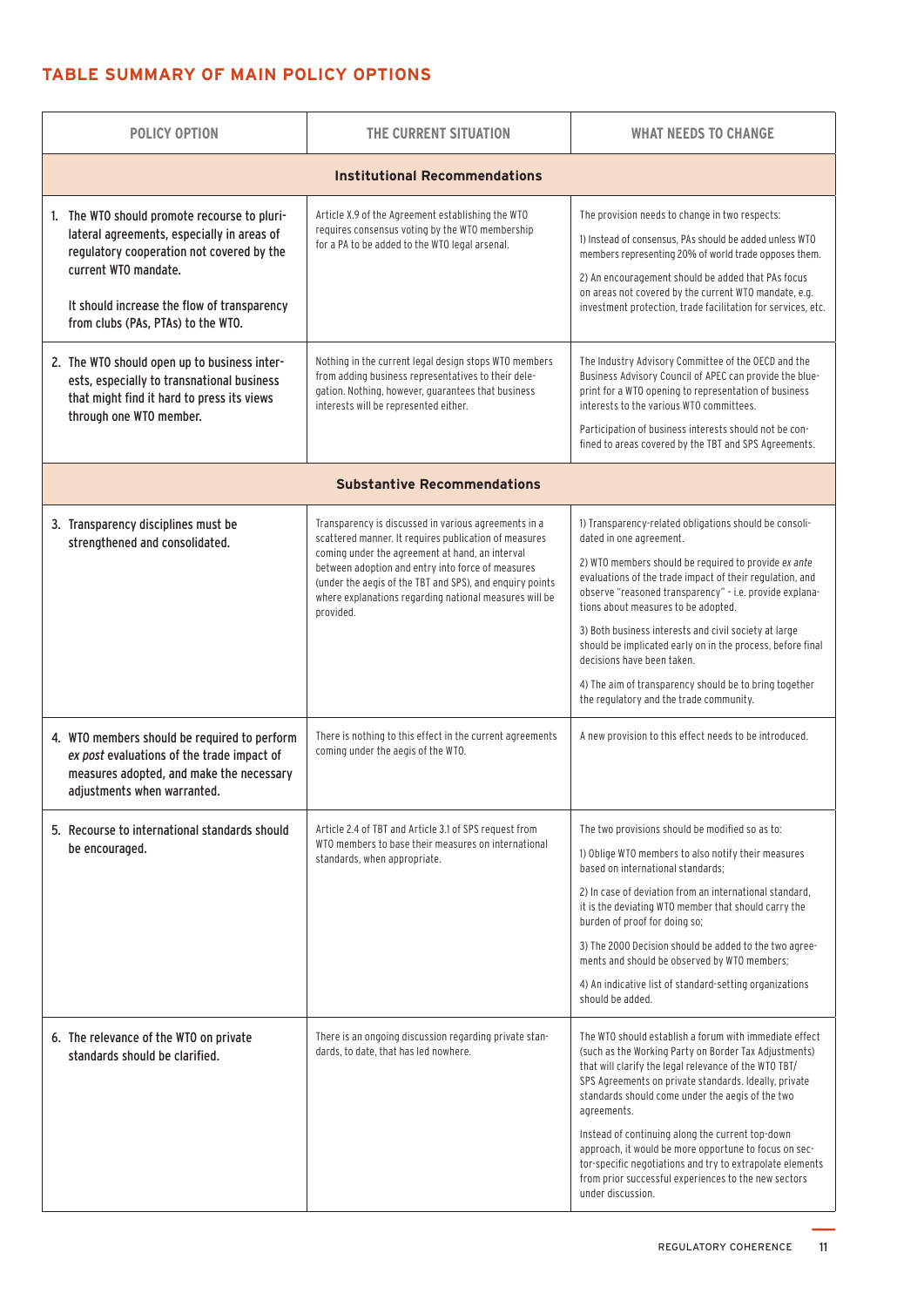## TABLE SUMMARY OF MAIN POLICY OPTIONS

| POLICY OPTION | THE CURRENT SITUATION | WHAT NEEDS TO CHANGE |
|---|---|---|
| **Institutional Recommendations** | | |
| 1. The WTO should promote recourse to plurilateral agreements, especially in areas of regulatory cooperation not covered by the current WTO mandate.<br><br>It should increase the flow of transparency from clubs (PAs, PTAs) to the WTO. | Article X.9 of the Agreement establishing the WTO requires consensus voting by the WTO membership for a PA to be added to the WTO legal arsenal. | The provision needs to change in two respects:<br><br>1) Instead of consensus, PAs should be added unless WTO members representing 20% of world trade opposes them.<br><br>2) An encouragement should be added that PAs focus on areas not covered by the current WTO mandate, e.g. investment protection, trade facilitation for services, etc. |
| 2. The WTO should open up to business interests, especially to transnational business that might find it hard to press its views through one WTO member. | Nothing in the current legal design stops WTO members from adding business representatives to their delegation. Nothing, however, guarantees that business interests will be represented either. | The Industry Advisory Committee of the OECD and the Business Advisory Council of APEC can provide the blueprint for a WTO opening to representation of business interests to the various WTO committees.<br><br>Participation of business interests should not be confined to areas covered by the TBT and SPS Agreements. |
| **Substantive Recommendations** | | |
| 3. Transparency disciplines must be strengthened and consolidated. | Transparency is discussed in various agreements in a scattered manner. It requires publication of measures coming under the agreement at hand, an interval between adoption and entry into force of measures (under the aegis of the TBT and SPS), and enquiry points where explanations regarding national measures will be provided. | 1) Transparency-related obligations should be consolidated in one agreement.<br><br>2) WTO members should be required to provide *ex ante* evaluations of the trade impact of their regulation, and observe "reasoned transparency" – i.e. provide explanations about measures to be adopted.<br><br>3) Both business interests and civil society at large should be implicated early on in the process, before final decisions have been taken.<br><br>4) The aim of transparency should be to bring together the regulatory and the trade community. |
| 4. WTO members should be required to perform *ex post* evaluations of the trade impact of measures adopted, and make the necessary adjustments when warranted. | There is nothing to this effect in the current agreements coming under the aegis of the WTO. | A new provision to this effect needs to be introduced. |
| 5. Recourse to international standards should be encouraged. | Article 2.4 of TBT and Article 3.1 of SPS request from WTO members to base their measures on international standards, when appropriate. | The two provisions should be modified so as to:<br><br>1) Oblige WTO members to also notify their measures based on international standards;<br><br>2) In case of deviation from an international standard, it is the deviating WTO member that should carry the burden of proof for doing so;<br><br>3) The 2000 Decision should be added to the two agreements and should be observed by WTO members;<br><br>4) An indicative list of standard-setting organizations should be added. |
| 6. The relevance of the WTO on private standards should be clarified. | There is an ongoing discussion regarding private standards, to date, that has led nowhere. | The WTO should establish a forum with immediate effect (such as the Working Party on Border Tax Adjustments) that will clarify the legal relevance of the WTO TBT/SPS Agreements on private standards. Ideally, private standards should come under the aegis of the two agreements.<br><br>Instead of continuing along the current top-down approach, it would be more opportune to focus on sector-specific negotiations and try to extrapolate elements from prior successful experiences to the new sectors under discussion. |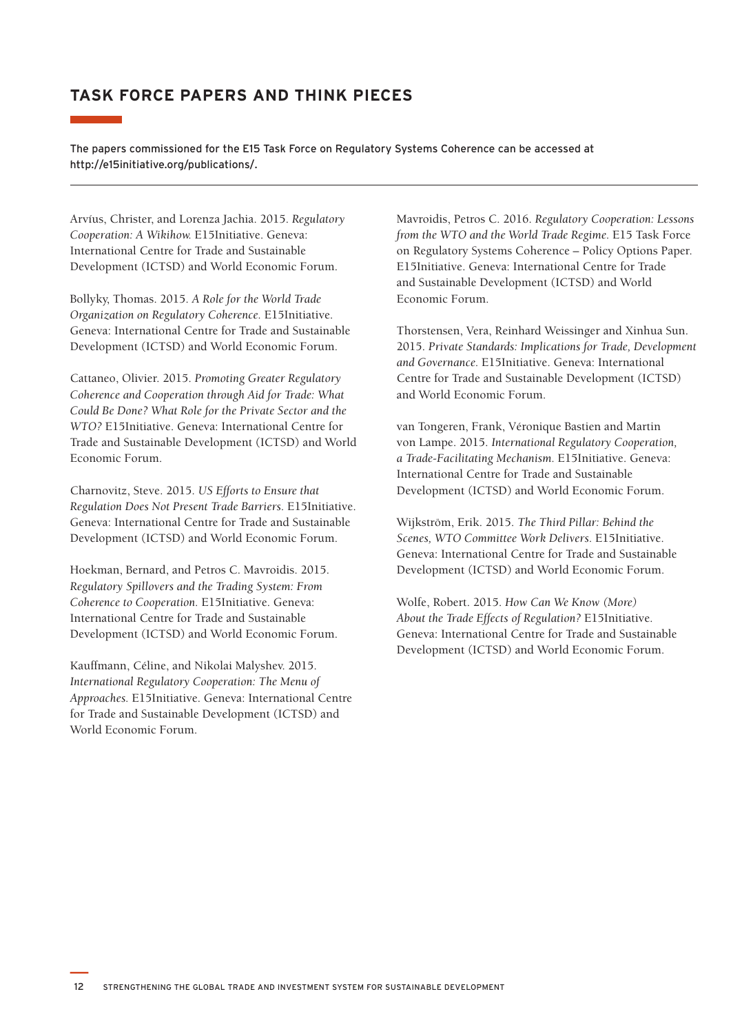## TASK FORCE PAPERS AND THINK PIECES

The papers commissioned for the E15 Task Force on Regulatory Systems Coherence can be accessed at http://e15initiative.org/publications/.

Arvíus, Christer, and Lorenza Jachia. 2015. *Regulatory Cooperation: A Wikihow.* E15Initiative. Geneva: International Centre for Trade and Sustainable Development (ICTSD) and World Economic Forum.

Bollyky, Thomas. 2015. *A Role for the World Trade Organization on Regulatory Coherence.* E15Initiative. Geneva: International Centre for Trade and Sustainable Development (ICTSD) and World Economic Forum.

Cattaneo, Olivier. 2015. *Promoting Greater Regulatory Coherence and Cooperation through Aid for Trade: What Could Be Done? What Role for the Private Sector and the WTO?* E15Initiative. Geneva: International Centre for Trade and Sustainable Development (ICTSD) and World Economic Forum.

Charnovitz, Steve. 2015. *US Efforts to Ensure that Regulation Does Not Present Trade Barriers.* E15Initiative. Geneva: International Centre for Trade and Sustainable Development (ICTSD) and World Economic Forum.

Hoekman, Bernard, and Petros C. Mavroidis. 2015. *Regulatory Spillovers and the Trading System: From Coherence to Cooperation.* E15Initiative. Geneva: International Centre for Trade and Sustainable Development (ICTSD) and World Economic Forum.

Kauffmann, Céline, and Nikolai Malyshev. 2015. *International Regulatory Cooperation: The Menu of Approaches.* E15Initiative. Geneva: International Centre for Trade and Sustainable Development (ICTSD) and World Economic Forum.

Mavroidis, Petros C. 2016. *Regulatory Cooperation: Lessons from the WTO and the World Trade Regime.* E15 Task Force on Regulatory Systems Coherence – Policy Options Paper. E15Initiative. Geneva: International Centre for Trade and Sustainable Development (ICTSD) and World Economic Forum.

Thorstensen, Vera, Reinhard Weissinger and Xinhua Sun. 2015. *Private Standards: Implications for Trade, Development and Governance.* E15Initiative. Geneva: International Centre for Trade and Sustainable Development (ICTSD) and World Economic Forum.

van Tongeren, Frank, Véronique Bastien and Martin von Lampe. 2015. *International Regulatory Cooperation, a Trade-Facilitating Mechanism.* E15Initiative. Geneva: International Centre for Trade and Sustainable Development (ICTSD) and World Economic Forum.

Wijkström, Erik. 2015. *The Third Pillar: Behind the Scenes, WTO Committee Work Delivers.* E15Initiative. Geneva: International Centre for Trade and Sustainable Development (ICTSD) and World Economic Forum.

Wolfe, Robert. 2015. *How Can We Know (More) About the Trade Effects of Regulation?* E15Initiative. Geneva: International Centre for Trade and Sustainable Development (ICTSD) and World Economic Forum.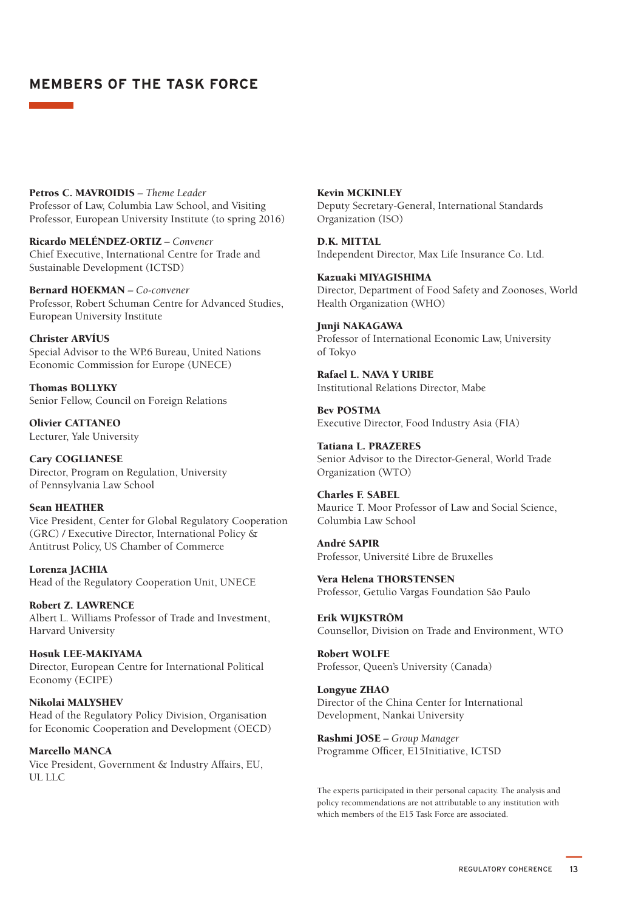## MEMBERS OF THE TASK FORCE

**Petros C. MAVROIDIS** – *Theme Leader*
Professor of Law, Columbia Law School, and Visiting Professor, European University Institute (to spring 2016)

**Ricardo MELÉNDEZ-ORTIZ** – *Convener*
Chief Executive, International Centre for Trade and Sustainable Development (ICTSD)

**Bernard HOEKMAN** – *Co-convener*
Professor, Robert Schuman Centre for Advanced Studies, European University Institute

**Christer ARVÍUS**
Special Advisor to the WP.6 Bureau, United Nations Economic Commission for Europe (UNECE)

**Thomas BOLLYKY**
Senior Fellow, Council on Foreign Relations

**Olivier CATTANEO**
Lecturer, Yale University

**Cary COGLIANESE**
Director, Program on Regulation, University of Pennsylvania Law School

**Sean HEATHER**
Vice President, Center for Global Regulatory Cooperation (GRC) / Executive Director, International Policy & Antitrust Policy, US Chamber of Commerce

**Lorenza JACHIA**
Head of the Regulatory Cooperation Unit, UNECE

**Robert Z. LAWRENCE**
Albert L. Williams Professor of Trade and Investment, Harvard University

**Hosuk LEE-MAKIYAMA**
Director, European Centre for International Political Economy (ECIPE)

**Nikolai MALYSHEV**
Head of the Regulatory Policy Division, Organisation for Economic Cooperation and Development (OECD)

**Marcello MANCA**
Vice President, Government & Industry Affairs, EU, UL LLC

**Kevin MCKINLEY**
Deputy Secretary-General, International Standards Organization (ISO)

**D.K. MITTAL**
Independent Director, Max Life Insurance Co. Ltd.

**Kazuaki MIYAGISHIMA**
Director, Department of Food Safety and Zoonoses, World Health Organization (WHO)

**Junji NAKAGAWA**
Professor of International Economic Law, University of Tokyo

**Rafael L. NAVA Y URIBE**
Institutional Relations Director, Mabe

**Bev POSTMA**
Executive Director, Food Industry Asia (FIA)

**Tatiana L. PRAZERES**
Senior Advisor to the Director-General, World Trade Organization (WTO)

**Charles F. SABEL**
Maurice T. Moor Professor of Law and Social Science, Columbia Law School

**André SAPIR**
Professor, Université Libre de Bruxelles

**Vera Helena THORSTENSEN**
Professor, Getulio Vargas Foundation São Paulo

**Erik WIJKSTRÖM**
Counsellor, Division on Trade and Environment, WTO

**Robert WOLFE**
Professor, Queen's University (Canada)

**Longyue ZHAO**
Director of the China Center for International Development, Nankai University

**Rashmi JOSE** – *Group Manager*
Programme Officer, E15Initiative, ICTSD

The experts participated in their personal capacity. The analysis and policy recommendations are not attributable to any institution with which members of the E15 Task Force are associated.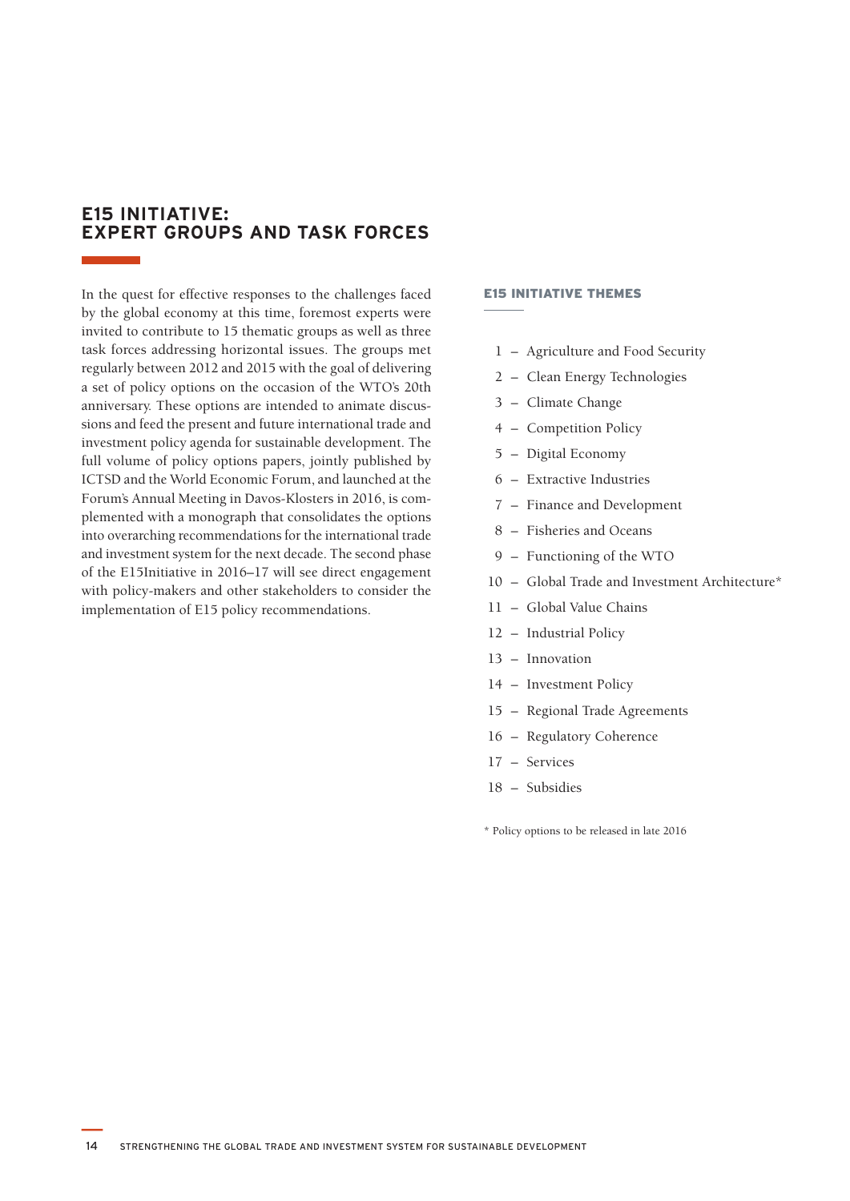# E15 INITIATIVE: EXPERT GROUPS AND TASK FORCES

In the quest for effective responses to the challenges faced by the global economy at this time, foremost experts were invited to contribute to 15 thematic groups as well as three task forces addressing horizontal issues. The groups met regularly between 2012 and 2015 with the goal of delivering a set of policy options on the occasion of the WTO's 20th anniversary. These options are intended to animate discussions and feed the present and future international trade and investment policy agenda for sustainable development. The full volume of policy options papers, jointly published by ICTSD and the World Economic Forum, and launched at the Forum's Annual Meeting in Davos-Klosters in 2016, is complemented with a monograph that consolidates the options into overarching recommendations for the international trade and investment system for the next decade. The second phase of the E15Initiative in 2016–17 will see direct engagement with policy-makers and other stakeholders to consider the implementation of E15 policy recommendations.

## E15 INITIATIVE THEMES

1 – Agriculture and Food Security
2 – Clean Energy Technologies
3 – Climate Change
4 – Competition Policy
5 – Digital Economy
6 – Extractive Industries
7 – Finance and Development
8 – Fisheries and Oceans
9 – Functioning of the WTO
10 – Global Trade and Investment Architecture*
11 – Global Value Chains
12 – Industrial Policy
13 – Innovation
14 – Investment Policy
15 – Regional Trade Agreements
16 – Regulatory Coherence
17 – Services
18 – Subsidies

\* Policy options to be released in late 2016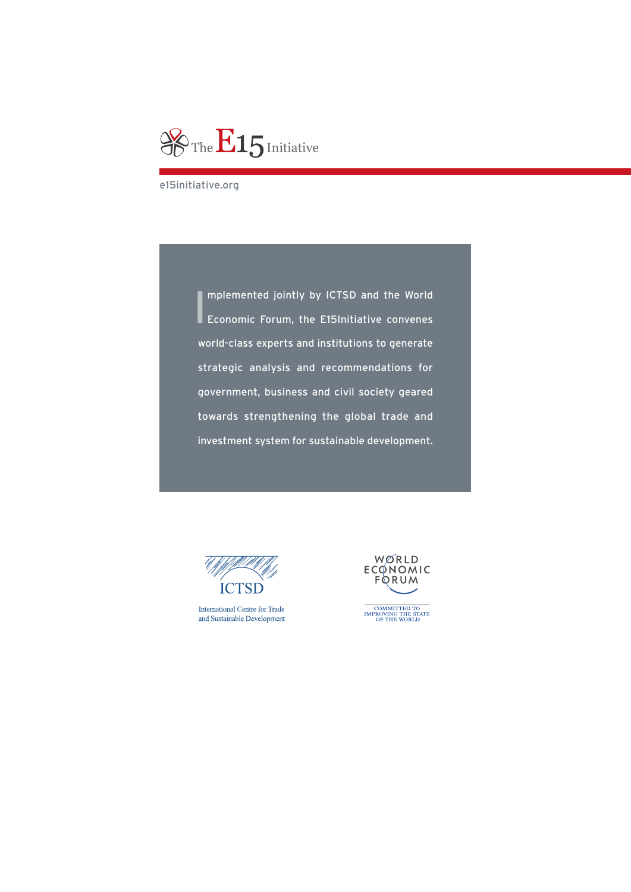The E15 Initiative

e15initiative.org

Implemented jointly by ICTSD and the World Economic Forum, the E15Initiative convenes world-class experts and institutions to generate strategic analysis and recommendations for government, business and civil society geared towards strengthening the global trade and investment system for sustainable development.

ICTSD

International Centre for Trade and Sustainable Development

WORLD ECONOMIC FORUM

COMMITTED TO IMPROVING THE STATE OF THE WORLD